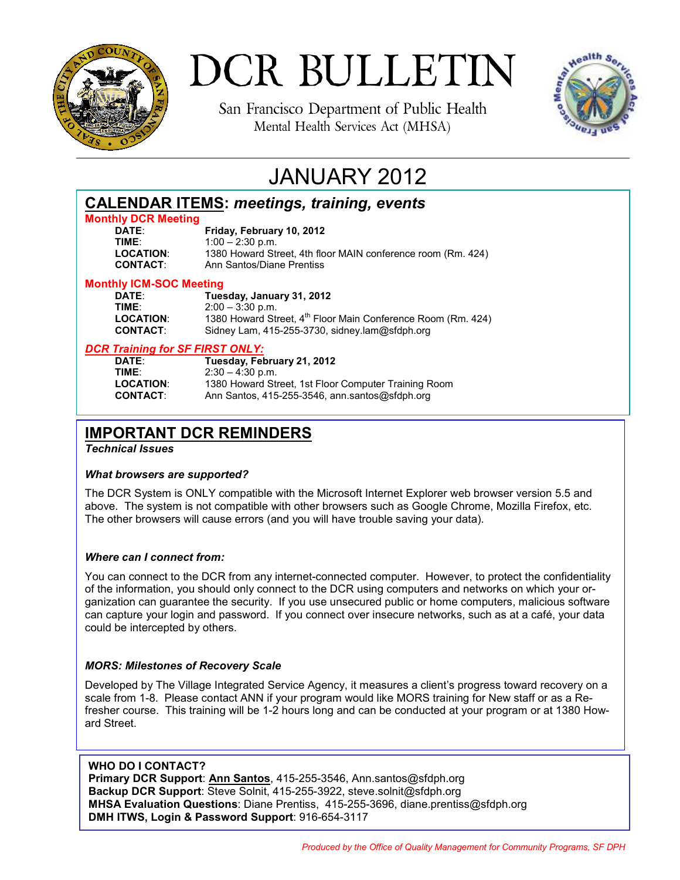# DCR BULLETIN

San Francisco Department of Public Health
Mental Health Services Act (MHSA)

## JANUARY 2012

## CALENDAR ITEMS: *meetings, training, events*

### Monthly DCR Meeting

**DATE**: **Friday, February 10, 2012**
**TIME**: 1:00 – 2:30 p.m.
**LOCATION**: 1380 Howard Street, 4th floor MAIN conference room (Rm. 424)
**CONTACT**: Ann Santos/Diane Prentiss

### Monthly ICM-SOC Meeting

**DATE**: **Tuesday, January 31, 2012**
**TIME**: 2:00 – 3:30 p.m.
**LOCATION**: 1380 Howard Street, 4th Floor Main Conference Room (Rm. 424)
**CONTACT**: Sidney Lam, 415-255-3730, sidney.lam@sfdph.org

### *DCR Training for SF FIRST ONLY:*

**DATE**: **Tuesday, February 21, 2012**
**TIME**: 2:30 – 4:30 p.m.
**LOCATION**: 1380 Howard Street, 1st Floor Computer Training Room
**CONTACT**: Ann Santos, 415-255-3546, ann.santos@sfdph.org

## IMPORTANT DCR REMINDERS

***Technical Issues***

***What browsers are supported?***

The DCR System is ONLY compatible with the Microsoft Internet Explorer web browser version 5.5 and above. The system is not compatible with other browsers such as Google Chrome, Mozilla Firefox, etc. The other browsers will cause errors (and you will have trouble saving your data).

***Where can I connect from:***

You can connect to the DCR from any internet-connected computer. However, to protect the confidentiality of the information, you should only connect to the DCR using computers and networks on which your organization can guarantee the security. If you use unsecured public or home computers, malicious software can capture your login and password. If you connect over insecure networks, such as at a café, your data could be intercepted by others.

***MORS: Milestones of Recovery Scale***

Developed by The Village Integrated Service Agency, it measures a client's progress toward recovery on a scale from 1-8. Please contact ANN if your program would like MORS training for New staff or as a Refresher course. This training will be 1-2 hours long and can be conducted at your program or at 1380 Howard Street.

**WHO DO I CONTACT?**
**Primary DCR Support**: **Ann Santos**, 415-255-3546, Ann.santos@sfdph.org
**Backup DCR Support**: Steve Solnit, 415-255-3922, steve.solnit@sfdph.org
**MHSA Evaluation Questions**: Diane Prentiss, 415-255-3696, diane.prentiss@sfdph.org
**DMH ITWS, Login & Password Support**: 916-654-3117

*Produced by the Office of Quality Management for Community Programs, SF DPH*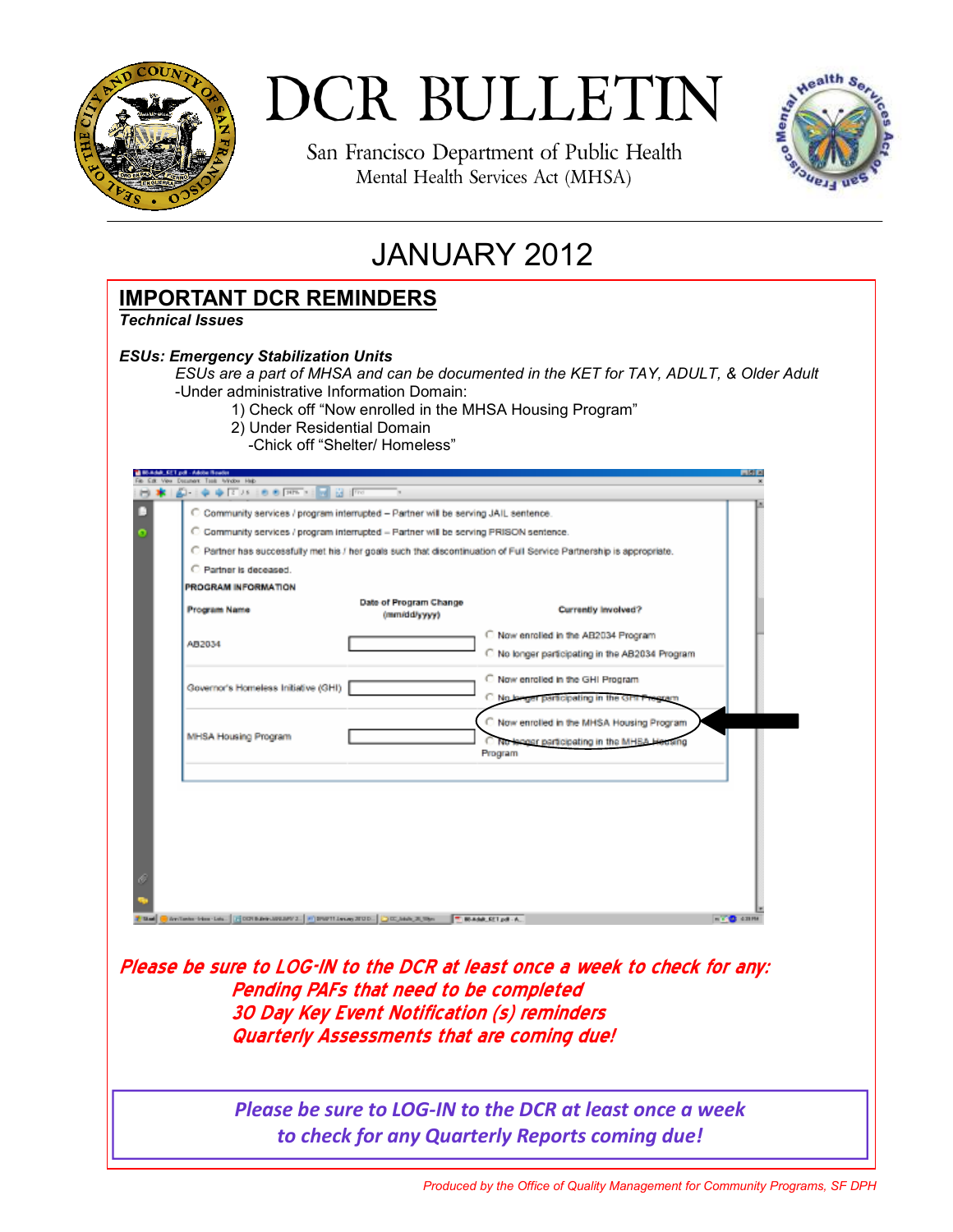# DCR BULLETIN

San Francisco Department of Public Health
Mental Health Services Act (MHSA)

## JANUARY 2012

## IMPORTANT DCR REMINDERS

***Technical Issues***

***ESUs: Emergency Stabilization Units***

*ESUs are a part of MHSA and can be documented in the KET for TAY, ADULT, & Older Adult*

-Under administrative Information Domain:

1) Check off "Now enrolled in the MHSA Housing Program"
2) Under Residential Domain
   -Chick off "Shelter/ Homeless"

- Community services / program interrupted – Partner will be serving JAIL sentence.
- Community services / program interrupted – Partner will be serving PRISON sentence.
- Partner has successfully met his / her goals such that discontinuation of Full Service Partnership is appropriate.
- Partner is deceased.

PROGRAM INFORMATION

| Program Name | Date of Program Change (mm/dd/yyyy) | Currently Involved? |
|---|---|---|
| AB2034 | | Now enrolled in the AB2034 Program<br>No longer participating in the AB2034 Program |
| Governor's Homeless Initiative (GHI) | | Now enrolled in the GHI Program<br>No longer participating in the GHI Program |
| MHSA Housing Program | | Now enrolled in the MHSA Housing Program<br>No longer participating in the MHSA Housing Program |

***Please be sure to LOG-IN to the DCR at least once a week to check for any:***

***Pending PAFs that need to be completed***
***30 Day Key Event Notification (s) reminders***
***Quarterly Assessments that are coming due!***

***Please be sure to LOG-IN to the DCR at least once a week to check for any Quarterly Reports coming due!***

*Produced by the Office of Quality Management for Community Programs, SF DPH*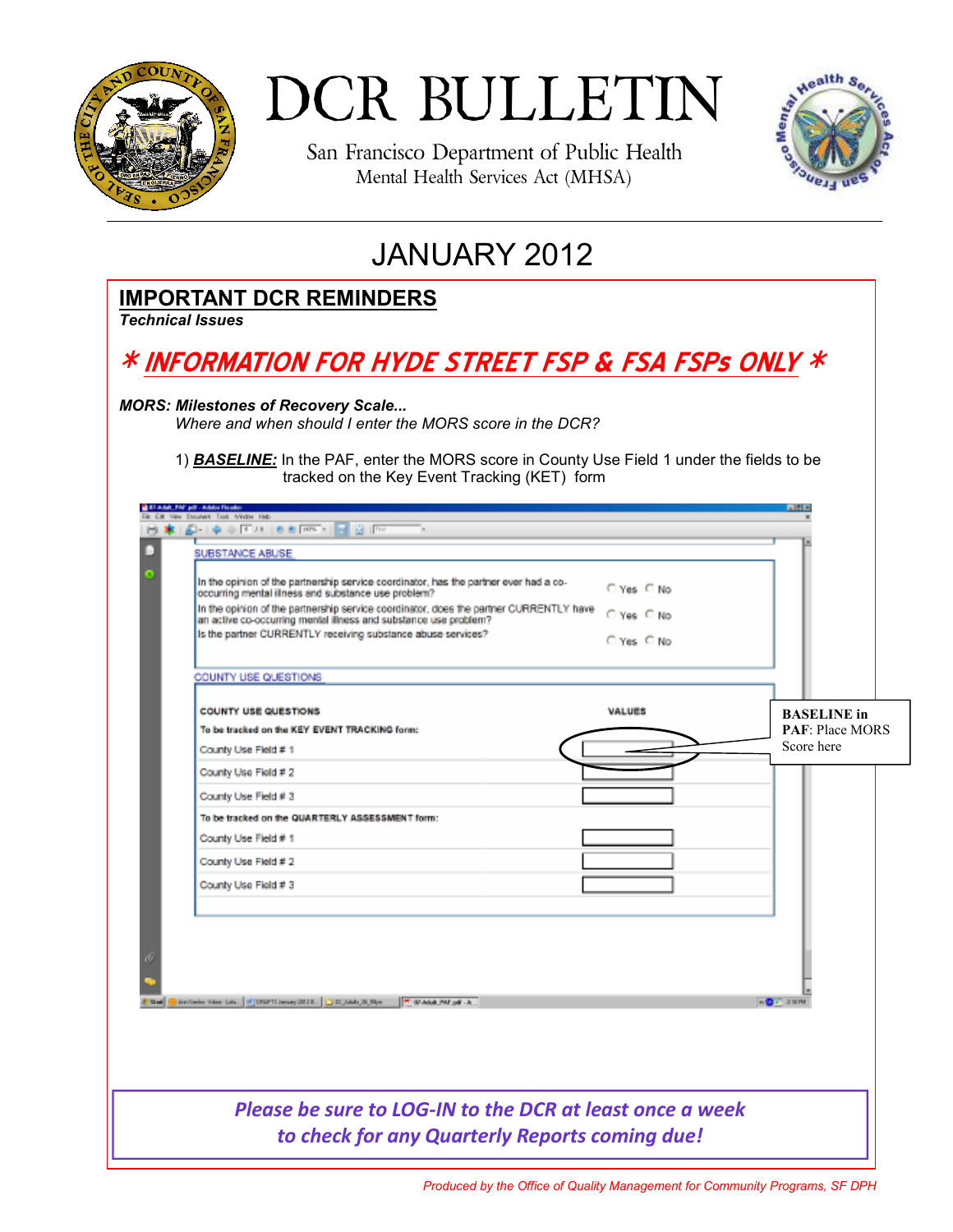# DCR BULLETIN

San Francisco Department of Public Health
Mental Health Services Act (MHSA)

## JANUARY 2012

## IMPORTANT DCR REMINDERS

***Technical Issues***

## * INFORMATION FOR HYDE STREET FSP & FSA FSPs ONLY *

***MORS: Milestones of Recovery Scale...***

*Where and when should I enter the MORS score in the DCR?*

1) ***BASELINE:*** In the PAF, enter the MORS score in County Use Field 1 under the fields to be tracked on the Key Event Tracking (KET) form

SUBSTANCE ABUSE

In the opinion of the partnership service coordinator, has the partner ever had a co-occurring mental illness and substance use problem? ○ Yes ○ No

In the opinion of the partnership service coordinator, does the partner CURRENTLY have an active co-occurring mental illness and substance use problem? ○ Yes ○ No

Is the partner CURRENTLY receiving substance abuse services? ○ Yes ○ No

COUNTY USE QUESTIONS

| COUNTY USE QUESTIONS | VALUES |
|---|---|
| To be tracked on the KEY EVENT TRACKING form: | |
| County Use Field # 1 | |
| County Use Field # 2 | |
| County Use Field # 3 | |
| To be tracked on the QUARTERLY ASSESSMENT form: | |
| County Use Field # 1 | |
| County Use Field # 2 | |
| County Use Field # 3 | |

**BASELINE in PAF**: Place MORS Score here

***Please be sure to LOG-IN to the DCR at least once a week to check for any Quarterly Reports coming due!***

*Produced by the Office of Quality Management for Community Programs, SF DPH*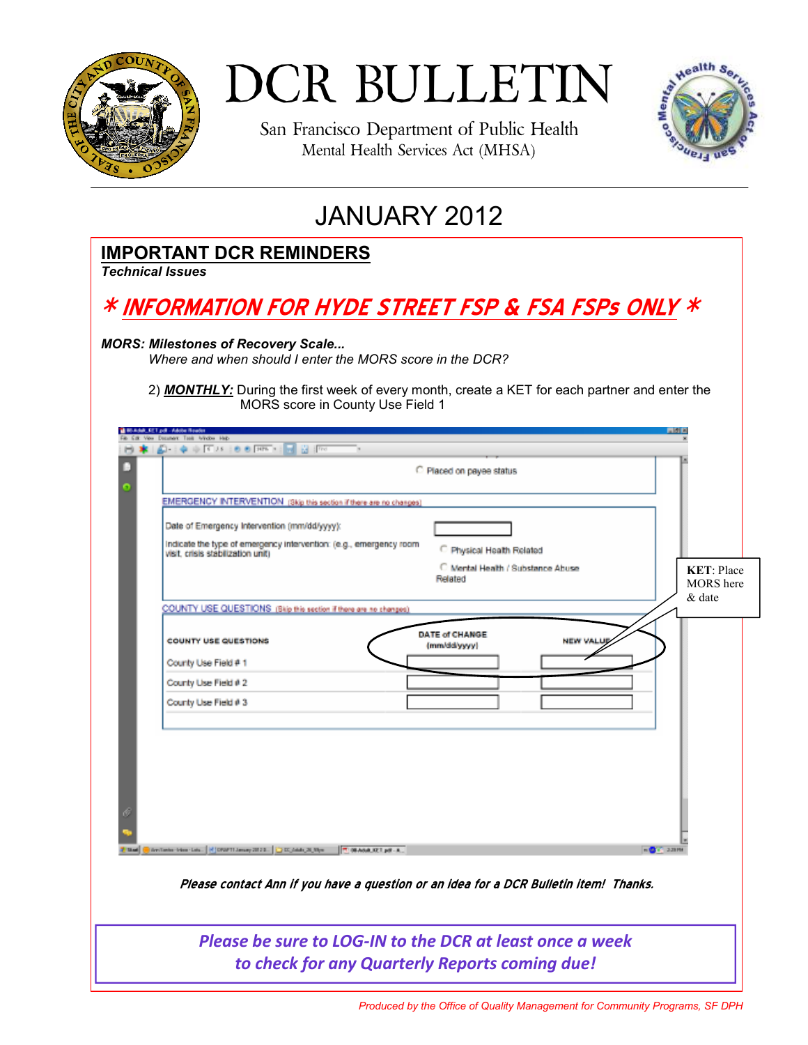# DCR BULLETIN

San Francisco Department of Public Health
Mental Health Services Act (MHSA)

## JANUARY 2012

## IMPORTANT DCR REMINDERS

***Technical Issues***

## *\* INFORMATION FOR HYDE STREET FSP & FSA FSPs ONLY \**

***MORS: Milestones of Recovery Scale...***

*Where and when should I enter the MORS score in the DCR?*

2) ***MONTHLY:*** During the first week of every month, create a KET for each partner and enter the MORS score in County Use Field 1

Placed on payee status

EMERGENCY INTERVENTION (Skip this section if there are no changes)

Date of Emergency Intervention (mm/dd/yyyy):

Indicate the type of emergency intervention: (e.g., emergency room visit, crisis stabilization unit)

Physical Health Related

Mental Health / Substance Abuse Related

COUNTY USE QUESTIONS (Skip this section if there are no changes)

| COUNTY USE QUESTIONS | DATE of CHANGE (mm/dd/yyyy) | NEW VALUE |
|---|---|---|
| County Use Field # 1 | | |
| County Use Field # 2 | | |
| County Use Field # 3 | | |

**KET**: Place MORS here & date

*Please contact Ann if you have a question or an idea for a DCR Bulletin item! Thanks.*

***Please be sure to LOG-IN to the DCR at least once a week to check for any Quarterly Reports coming due!***

*Produced by the Office of Quality Management for Community Programs, SF DPH*